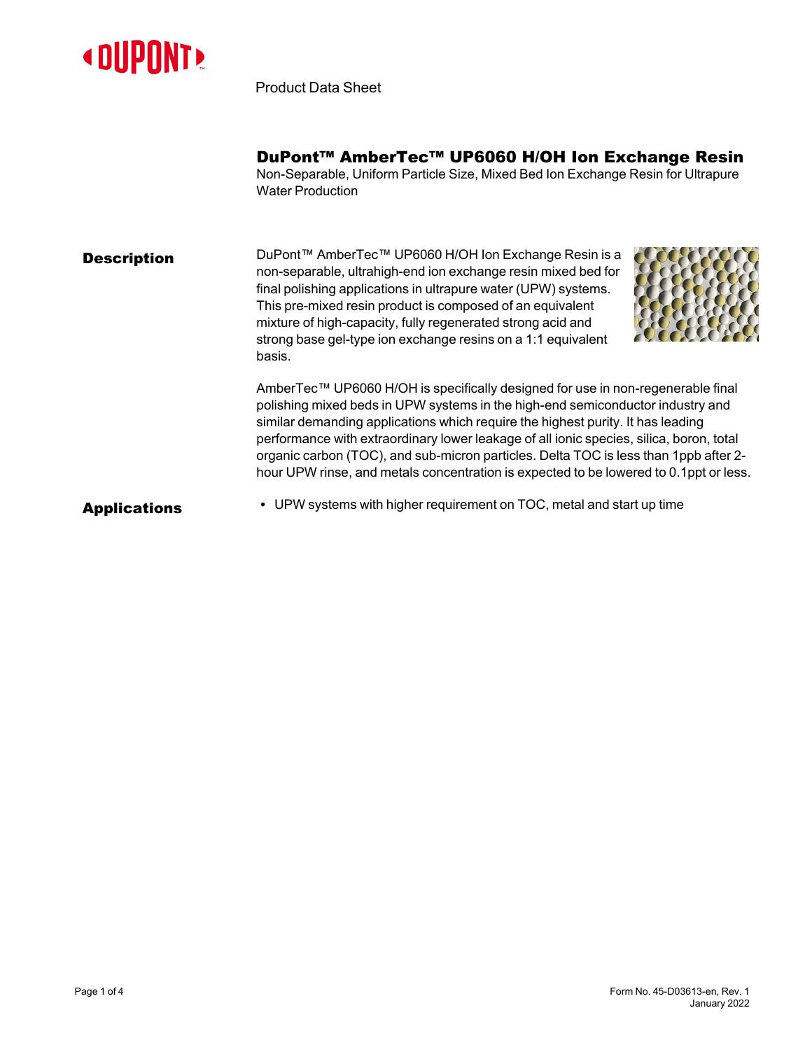Product Data Sheet

# DuPont™ AmberTec™ UP6060 H/OH Ion Exchange Resin

Non-Separable, Uniform Particle Size, Mixed Bed Ion Exchange Resin for Ultrapure Water Production

## Description

DuPont™ AmberTec™ UP6060 H/OH Ion Exchange Resin is a non-separable, ultrahigh-end ion exchange resin mixed bed for final polishing applications in ultrapure water (UPW) systems. This pre-mixed resin product is composed of an equivalent mixture of high-capacity, fully regenerated strong acid and strong base gel-type ion exchange resins on a 1:1 equivalent basis.

AmberTec™ UP6060 H/OH is specifically designed for use in non-regenerable final polishing mixed beds in UPW systems in the high-end semiconductor industry and similar demanding applications which require the highest purity. It has leading performance with extraordinary lower leakage of all ionic species, silica, boron, total organic carbon (TOC), and sub-micron particles. Delta TOC is less than 1ppb after 2-hour UPW rinse, and metals concentration is expected to be lowered to 0.1ppt or less.

## Applications

- UPW systems with higher requirement on TOC, metal and start up time

Form No. 45-D03613-en, Rev. 1
January 2022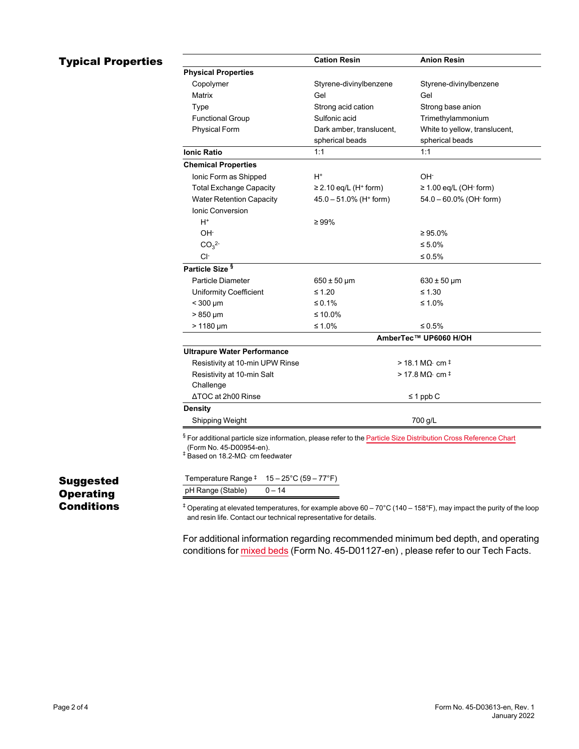## Typical Properties

| | Cation Resin | Anion Resin |
|---|---|---|
| **Physical Properties** | | |
| Copolymer | Styrene-divinylbenzene | Styrene-divinylbenzene |
| Matrix | Gel | Gel |
| Type | Strong acid cation | Strong base anion |
| Functional Group | Sulfonic acid | Trimethylammonium |
| Physical Form | Dark amber, translucent, spherical beads | White to yellow, translucent, spherical beads |
| **Ionic Ratio** | 1:1 | 1:1 |
| **Chemical Properties** | | |
| Ionic Form as Shipped | $H^+$ | $OH^-$ |
| Total Exchange Capacity | ≥ 2.10 eq/L ($H^+$ form) | ≥ 1.00 eq/L ($OH^-$ form) |
| Water Retention Capacity | 45.0 – 51.0% ($H^+$ form) | 54.0 – 60.0% ($OH^-$ form) |
| Ionic Conversion | | |
| $H^+$ | ≥ 99% | |
| $OH^-$ | | ≥ 95.0% |
| $CO_3^{2-}$ | | ≤ 5.0% |
| $Cl^-$ | | ≤ 0.5% |
| **Particle Size** § | | |
| Particle Diameter | 650 ± 50 µm | 630 ± 50 µm |
| Uniformity Coefficient | ≤ 1.20 | ≤ 1.30 |
| < 300 µm | ≤ 0.1% | ≤ 1.0% |
| > 850 µm | ≤ 10.0% | |
| > 1180 µm | ≤ 1.0% | ≤ 0.5% |

| | AmberTec™ UP6060 H/OH |
|---|---|
| **Ultrapure Water Performance** | |
| Resistivity at 10-min UPW Rinse | > 18.1 MΩ· cm ‡ |
| Resistivity at 10-min Salt Challenge | > 17.8 MΩ· cm ‡ |
| ΔTOC at 2h00 Rinse | ≤ 1 ppb C |
| **Density** | |
| Shipping Weight | 700 g/L |

§ For additional particle size information, please refer to the Particle Size Distribution Cross Reference Chart (Form No. 45-D00954-en).
‡ Based on 18.2-MΩ· cm feedwater

## Suggested Operating Conditions

| | |
|---|---|
| Temperature Range ‡ | 15 – 25°C (59 – 77°F) |
| pH Range (Stable) | 0 – 14 |

‡ Operating at elevated temperatures, for example above 60 – 70°C (140 – 158°F), may impact the purity of the loop and resin life. Contact our technical representative for details.

For additional information regarding recommended minimum bed depth, and operating conditions for mixed beds (Form No. 45-D01127-en) , please refer to our Tech Facts.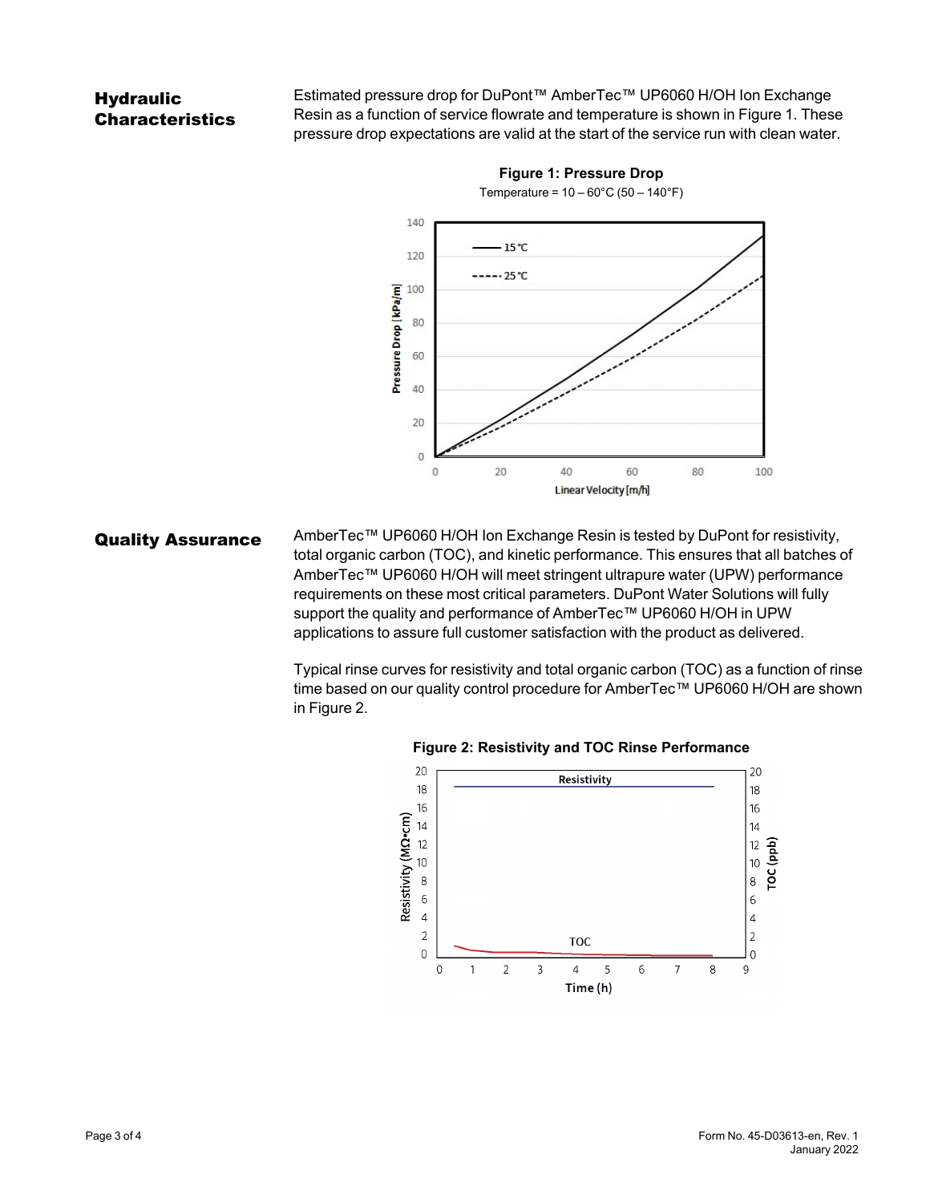## Hydraulic Characteristics

Estimated pressure drop for DuPont™ AmberTec™ UP6060 H/OH Ion Exchange Resin as a function of service flowrate and temperature is shown in Figure 1. These pressure drop expectations are valid at the start of the service run with clean water.

**Figure 1: Pressure Drop**

Temperature = 10 – 60°C (50 – 140°F)

## Quality Assurance

AmberTec™ UP6060 H/OH Ion Exchange Resin is tested by DuPont for resistivity, total organic carbon (TOC), and kinetic performance. This ensures that all batches of AmberTec™ UP6060 H/OH will meet stringent ultrapure water (UPW) performance requirements on these most critical parameters. DuPont Water Solutions will fully support the quality and performance of AmberTec™ UP6060 H/OH in UPW applications to assure full customer satisfaction with the product as delivered.

Typical rinse curves for resistivity and total organic carbon (TOC) as a function of rinse time based on our quality control procedure for AmberTec™ UP6060 H/OH are shown in Figure 2.

**Figure 2: Resistivity and TOC Rinse Performance**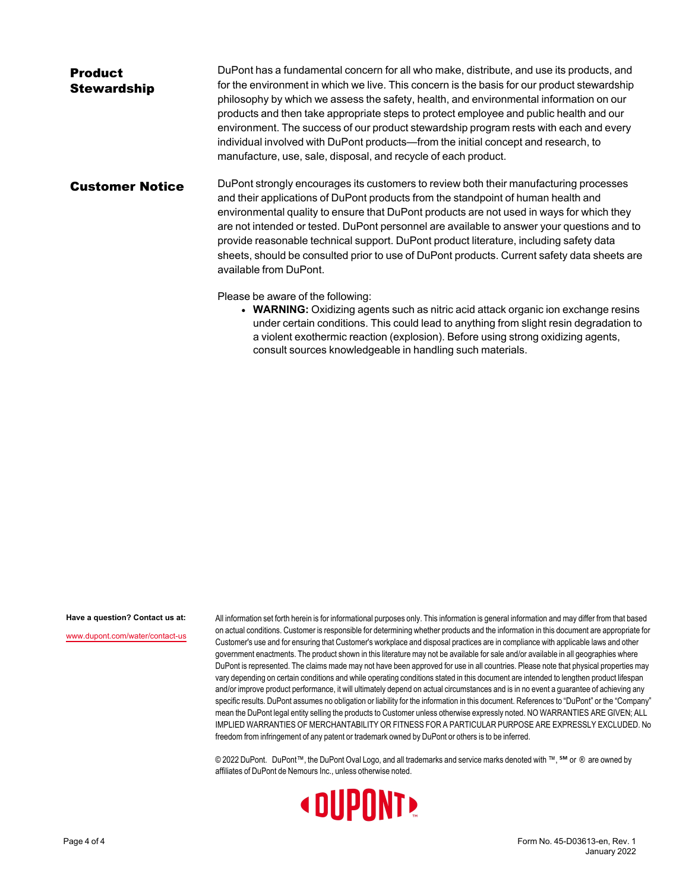## Product Stewardship

DuPont has a fundamental concern for all who make, distribute, and use its products, and for the environment in which we live. This concern is the basis for our product stewardship philosophy by which we assess the safety, health, and environmental information on our products and then take appropriate steps to protect employee and public health and our environment. The success of our product stewardship program rests with each and every individual involved with DuPont products—from the initial concept and research, to manufacture, use, sale, disposal, and recycle of each product.

## Customer Notice

DuPont strongly encourages its customers to review both their manufacturing processes and their applications of DuPont products from the standpoint of human health and environmental quality to ensure that DuPont products are not used in ways for which they are not intended or tested. DuPont personnel are available to answer your questions and to provide reasonable technical support. DuPont product literature, including safety data sheets, should be consulted prior to use of DuPont products. Current safety data sheets are available from DuPont.

Please be aware of the following:

- **WARNING:** Oxidizing agents such as nitric acid attack organic ion exchange resins under certain conditions. This could lead to anything from slight resin degradation to a violent exothermic reaction (explosion). Before using strong oxidizing agents, consult sources knowledgeable in handling such materials.

**Have a question? Contact us at:**

www.dupont.com/water/contact-us

All information set forth herein is for informational purposes only. This information is general information and may differ from that based on actual conditions. Customer is responsible for determining whether products and the information in this document are appropriate for Customer's use and for ensuring that Customer's workplace and disposal practices are in compliance with applicable laws and other government enactments. The product shown in this literature may not be available for sale and/or available in all geographies where DuPont is represented. The claims made may not have been approved for use in all countries. Please note that physical properties may vary depending on certain conditions and while operating conditions stated in this document are intended to lengthen product lifespan and/or improve product performance, it will ultimately depend on actual circumstances and is in no event a guarantee of achieving any specific results. DuPont assumes no obligation or liability for the information in this document. References to "DuPont" or the "Company" mean the DuPont legal entity selling the products to Customer unless otherwise expressly noted. NO WARRANTIES ARE GIVEN; ALL IMPLIED WARRANTIES OF MERCHANTABILITY OR FITNESS FOR A PARTICULAR PURPOSE ARE EXPRESSLY EXCLUDED. No freedom from infringement of any patent or trademark owned by DuPont or others is to be inferred.

© 2022 DuPont. DuPont™, the DuPont Oval Logo, and all trademarks and service marks denoted with ™, ℠ or ® are owned by affiliates of DuPont de Nemours Inc., unless otherwise noted.

Form No. 45-D03613-en, Rev. 1
January 2022